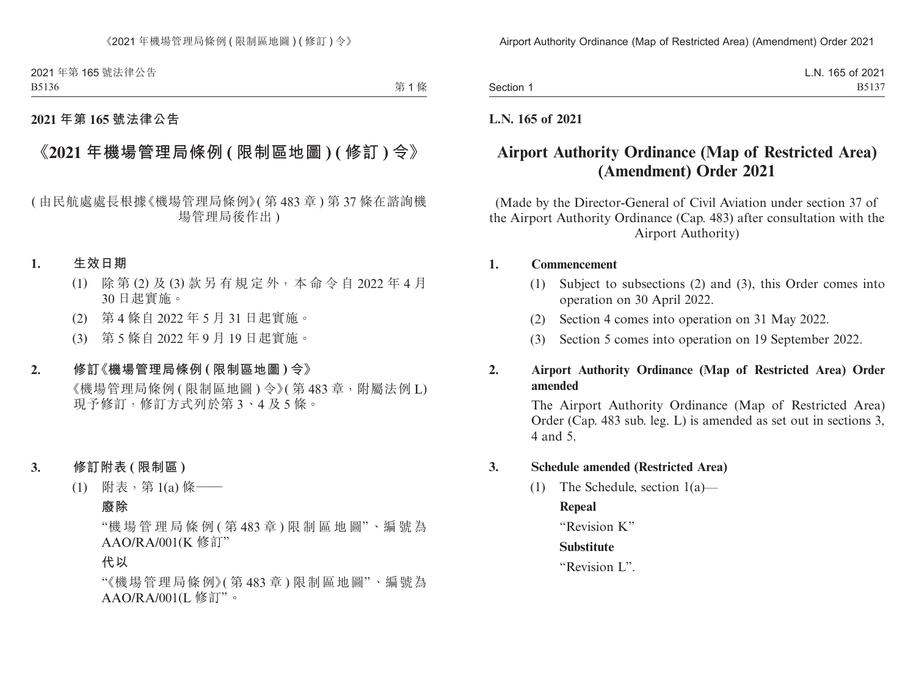**2021 年第 165 號法律公告**

# 《2021 年機場管理局條例 ( 限制區地圖 ) ( 修訂 ) 令》

( 由民航處處長根據《機場管理局條例》( 第 483 章 ) 第 37 條在諮詢機場管理局後作出 )

**1. 生效日期**

(1) 除第 (2) 及 (3) 款另有規定外，本命令自 2022 年 4 月 30 日起實施。

(2) 第 4 條自 2022 年 5 月 31 日起實施。

(3) 第 5 條自 2022 年 9 月 19 日起實施。

**2. 修訂《機場管理局條例 ( 限制區地圖 ) 令》**

《機場管理局條例 ( 限制區地圖 ) 令》( 第 483 章，附屬法例 L) 現予修訂，修訂方式列於第 3、4 及 5 條。

**3. 修訂附表 ( 限制區 )**

(1) 附表，第 1(a) 條——

**廢除**

"機場管理局條例 ( 第 483 章 ) 限制區地圖"、編號為 AAO/RA/001(K 修訂"

**代以**

"《機場管理局條例》( 第 483 章 ) 限制區地圖"、編號為 AAO/RA/001(L 修訂"。

**L.N. 165 of 2021**

# Airport Authority Ordinance (Map of Restricted Area) (Amendment) Order 2021

(Made by the Director-General of Civil Aviation under section 37 of the Airport Authority Ordinance (Cap. 483) after consultation with the Airport Authority)

**1. Commencement**

(1) Subject to subsections (2) and (3), this Order comes into operation on 30 April 2022.

(2) Section 4 comes into operation on 31 May 2022.

(3) Section 5 comes into operation on 19 September 2022.

**2. Airport Authority Ordinance (Map of Restricted Area) Order amended**

The Airport Authority Ordinance (Map of Restricted Area) Order (Cap. 483 sub. leg. L) is amended as set out in sections 3, 4 and 5.

**3. Schedule amended (Restricted Area)**

(1) The Schedule, section 1(a)—

**Repeal**

"Revision K"

**Substitute**

"Revision L".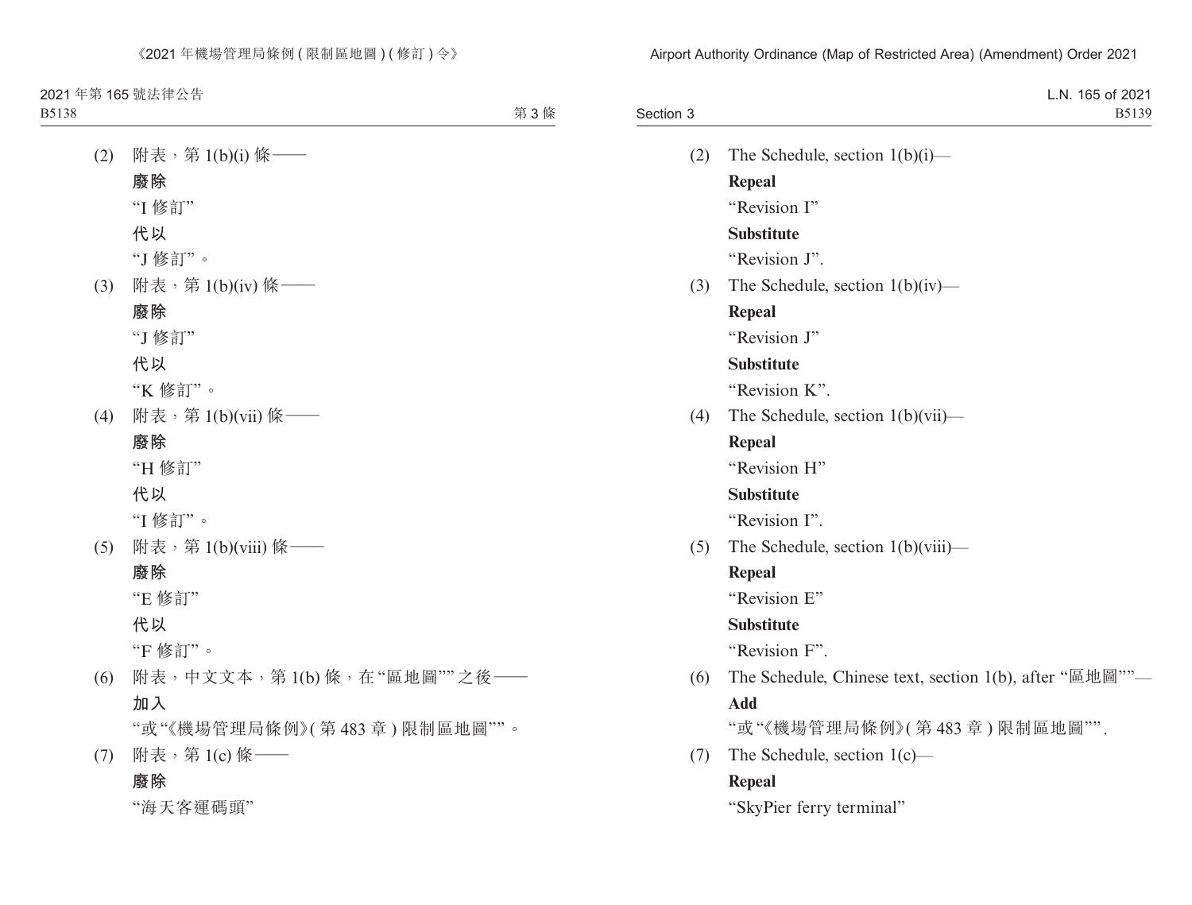(2) 附表，第 1(b)(i) 條——

**廢除**

"I 修訂"

**代以**

"J 修訂"。

(3) 附表，第 1(b)(iv) 條——

**廢除**

"J 修訂"

**代以**

"K 修訂"。

(4) 附表，第 1(b)(vii) 條——

**廢除**

"H 修訂"

**代以**

"I 修訂"。

(5) 附表，第 1(b)(viii) 條——

**廢除**

"E 修訂"

**代以**

"F 修訂"。

(6) 附表，中文文本，第 1(b) 條，在 "區地圖"" 之後——

**加入**

"或 "《機場管理局條例》( 第 483 章 ) 限制區地圖""。

(7) 附表，第 1(c) 條——

**廢除**

"海天客運碼頭"

(2) The Schedule, section 1(b)(i)—

**Repeal**

"Revision I"

**Substitute**

"Revision J".

(3) The Schedule, section 1(b)(iv)—

**Repeal**

"Revision J"

**Substitute**

"Revision K".

(4) The Schedule, section 1(b)(vii)—

**Repeal**

"Revision H"

**Substitute**

"Revision I".

(5) The Schedule, section 1(b)(viii)—

**Repeal**

"Revision E"

**Substitute**

"Revision F".

(6) The Schedule, Chinese text, section 1(b), after "區地圖""—

**Add**

"或 "《機場管理局條例》( 第 483 章 ) 限制區地圖"".

(7) The Schedule, section 1(c)—

**Repeal**

"SkyPier ferry terminal"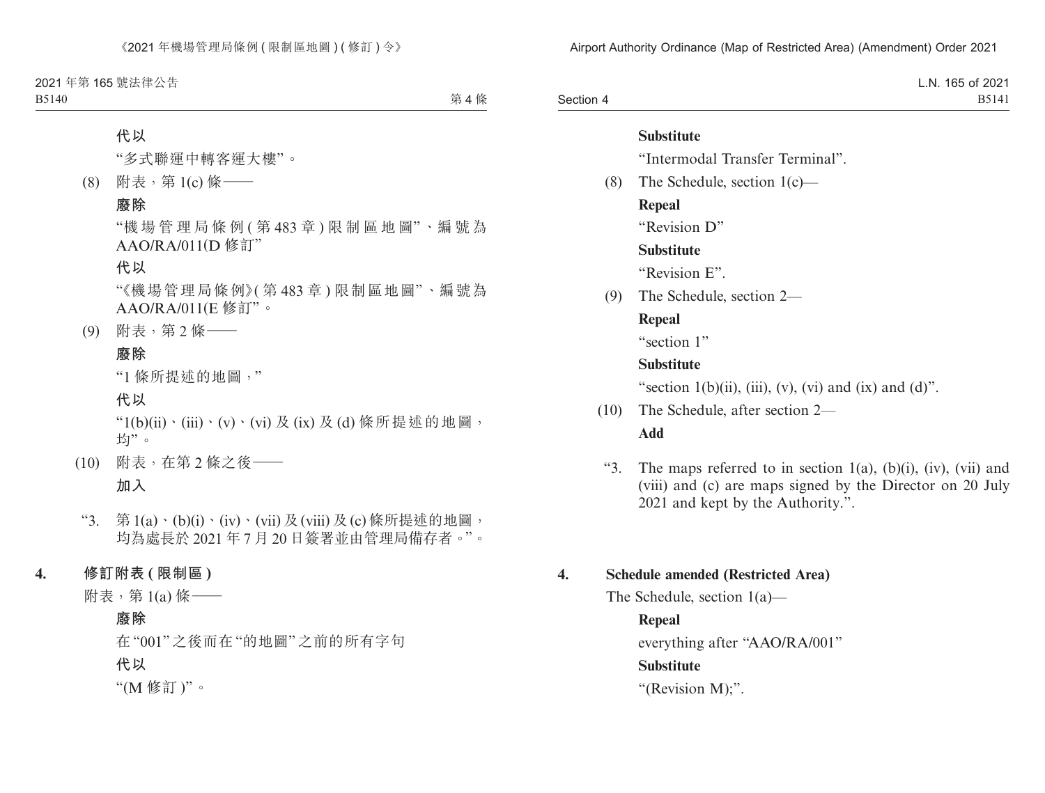**代以**

"多式聯運中轉客運大樓"。

(8) 附表，第 1(c) 條——

**廢除**

"機場管理局條例(第 483 章)限制區地圖"、編號為 AAO/RA/011(D 修訂"

**代以**

"《機場管理局條例》(第 483 章)限制區地圖"、編號為 AAO/RA/011(E 修訂"。

(9) 附表，第 2 條——

**廢除**

"1 條所提述的地圖，"

**代以**

"1(b)(ii)、(iii)、(v)、(vi) 及 (ix) 及 (d) 條所提述的地圖，均"。

(10) 附表，在第 2 條之後——

**加入**

"3. 第 1(a)、(b)(i)、(iv)、(vii) 及 (viii) 及 (c) 條所提述的地圖，均為處長於 2021 年 7 月 20 日簽署並由管理局備存者。"。

## 4. 修訂附表 (限制區)

附表，第 1(a) 條——

**廢除**

在"001"之後而在"的地圖"之前的所有字句

**代以**

"(M 修訂)"。

**Substitute**

"Intermodal Transfer Terminal".

(8) The Schedule, section 1(c)—

**Repeal**

"Revision D"

**Substitute**

"Revision E".

(9) The Schedule, section 2—

**Repeal**

"section 1"

**Substitute**

"section 1(b)(ii), (iii), (v), (vi) and (ix) and (d)".

(10) The Schedule, after section 2—

**Add**

"3. The maps referred to in section 1(a), (b)(i), (iv), (vii) and (viii) and (c) are maps signed by the Director on 20 July 2021 and kept by the Authority.".

## 4. Schedule amended (Restricted Area)

The Schedule, section 1(a)—

**Repeal**

everything after "AAO/RA/001"

**Substitute**

"(Revision M);".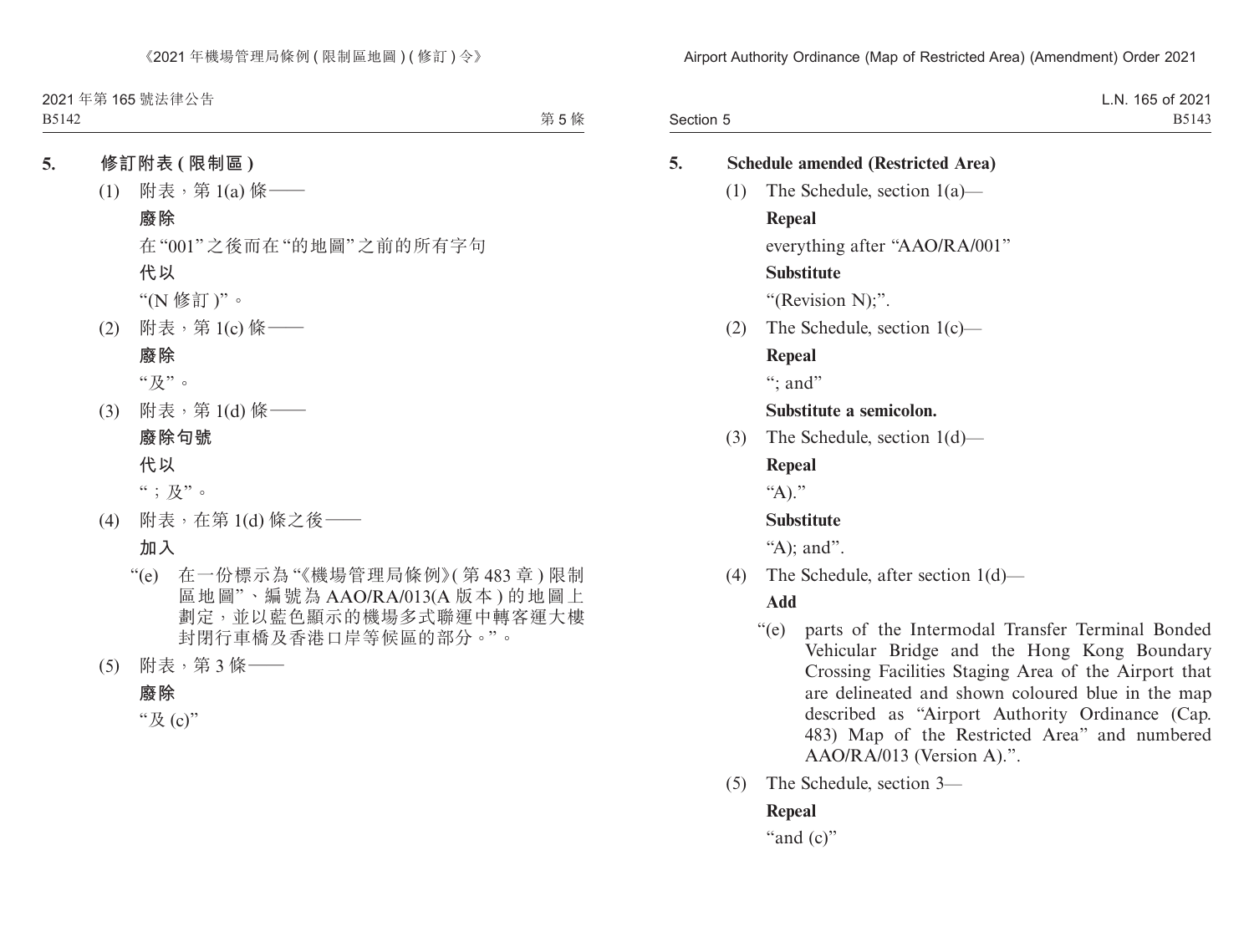## 5. 修訂附表 (限制區)

(1) 附表，第 1(a) 條——

**廢除**

在 "001" 之後而在 "的地圖" 之前的所有字句

**代以**

"(N 修訂 )"。

(2) 附表，第 1(c) 條——

**廢除**

"及"。

(3) 附表，第 1(d) 條——

**廢除句號**

**代以**

"；及"。

(4) 附表，在第 1(d) 條之後——

**加入**

"(e) 在一份標示為 "《機場管理局條例》(第 483 章) 限制區地圖"、編號為 AAO/RA/013(A 版本) 的地圖上劃定，並以藍色顯示的機場多式聯運中轉客運大樓封閉行車橋及香港口岸等候區的部分。"。

(5) 附表，第 3 條——

**廢除**

"及 (c)"

## 5. Schedule amended (Restricted Area)

(1) The Schedule, section 1(a)—

**Repeal**

everything after "AAO/RA/001"

**Substitute**

"(Revision N);".

(2) The Schedule, section 1(c)—

**Repeal**

"; and"

**Substitute a semicolon.**

(3) The Schedule, section 1(d)—

**Repeal**

"A)."

**Substitute**

"A); and".

(4) The Schedule, after section 1(d)—

**Add**

"(e) parts of the Intermodal Transfer Terminal Bonded Vehicular Bridge and the Hong Kong Boundary Crossing Facilities Staging Area of the Airport that are delineated and shown coloured blue in the map described as "Airport Authority Ordinance (Cap. 483) Map of the Restricted Area" and numbered AAO/RA/013 (Version A).".

(5) The Schedule, section 3—

**Repeal**

"and (c)"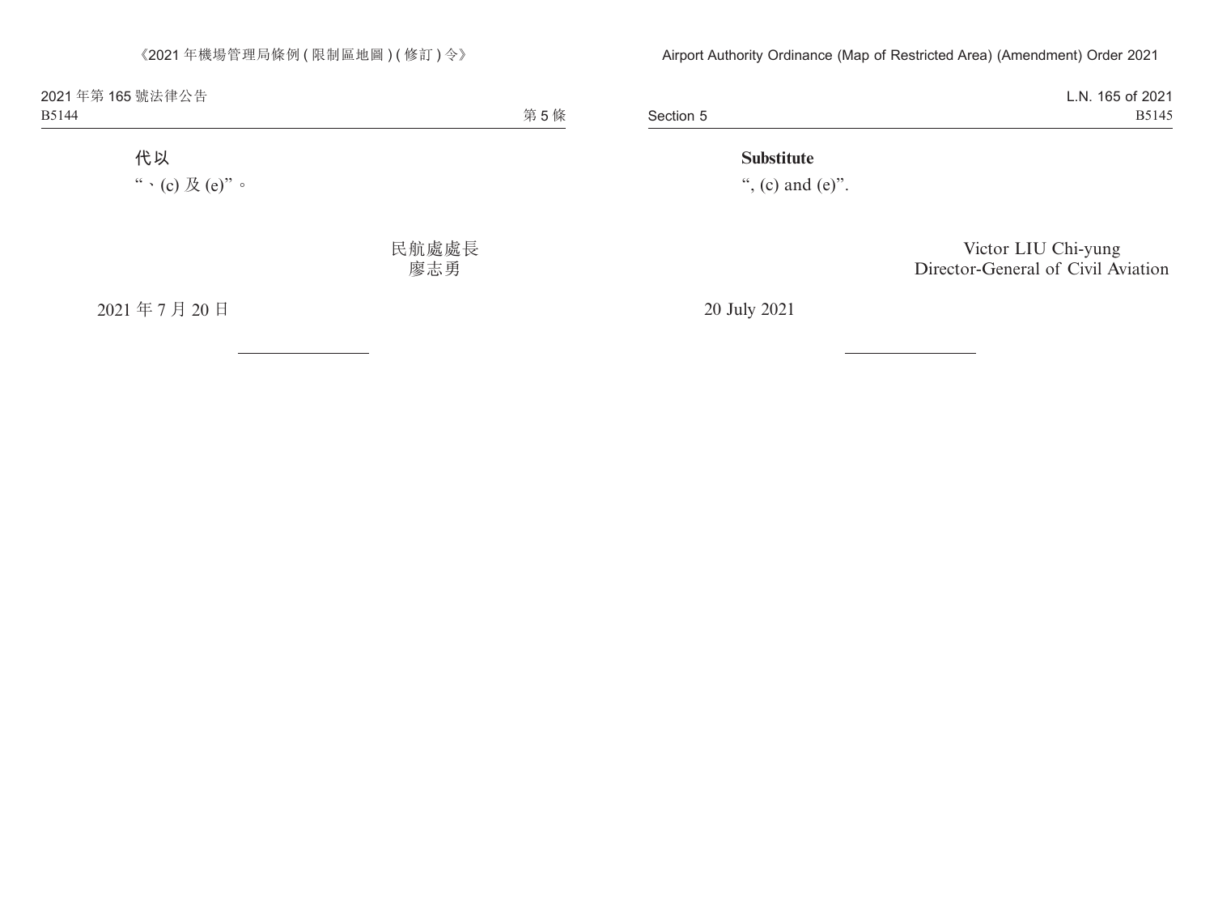**代以**

“、(c) 及 (e)”。

民航處處長
廖志勇

2021 年 7 月 20 日

**Substitute**

“, (c) and (e)”.

Victor LIU Chi-yung
Director-General of Civil Aviation

20 July 2021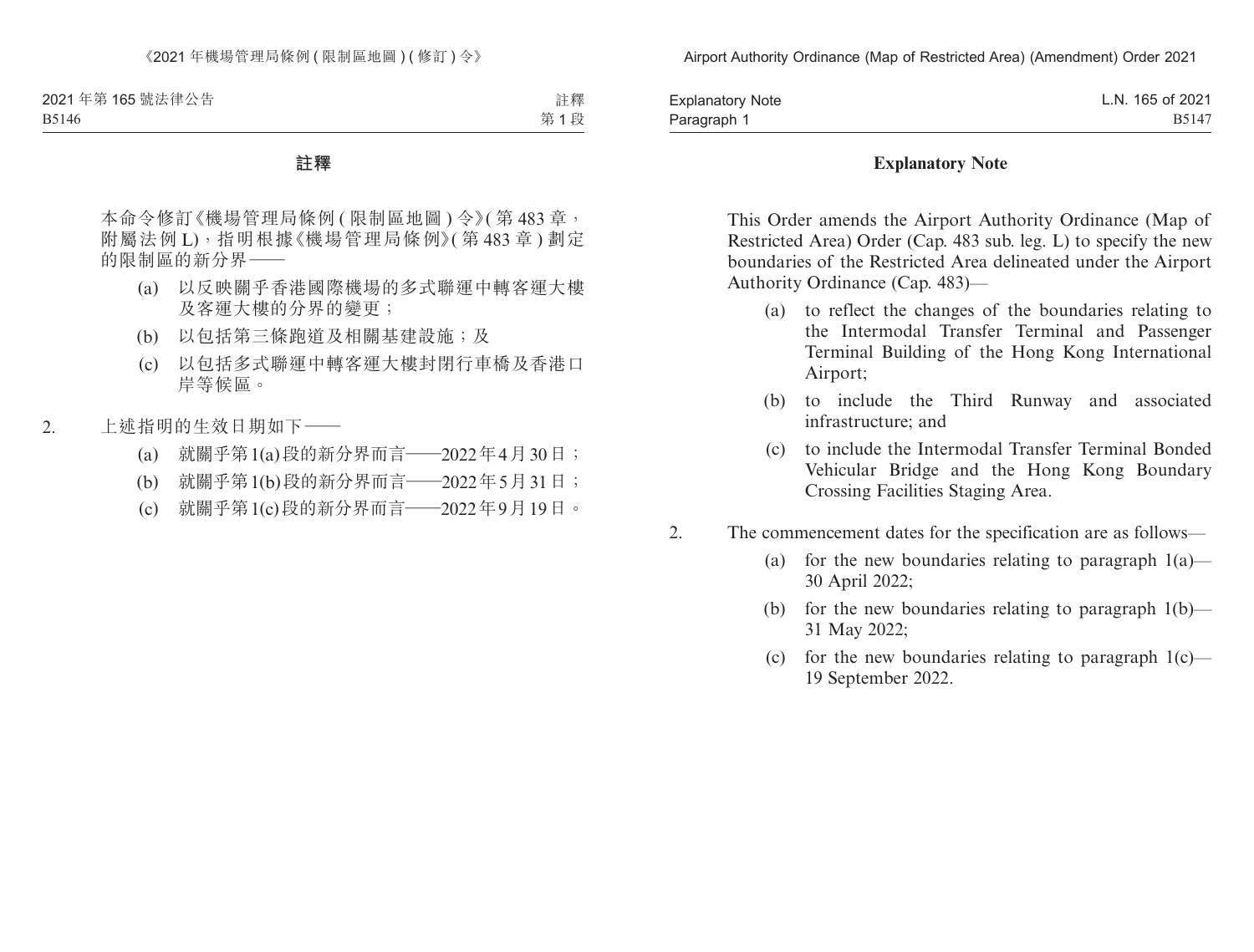## 註釋

本命令修訂《機場管理局條例 ( 限制區地圖 ) 令》( 第 483 章，附屬法例 L)，指明根據《機場管理局條例》( 第 483 章 ) 劃定的限制區的新分界——

(a) 以反映關乎香港國際機場的多式聯運中轉客運大樓及客運大樓的分界的變更；

(b) 以包括第三條跑道及相關基建設施；及

(c) 以包括多式聯運中轉客運大樓封閉行車橋及香港口岸等候區。

2. 上述指明的生效日期如下——

(a) 就關乎第 1(a) 段的新分界而言——2022 年 4 月 30 日；

(b) 就關乎第 1(b) 段的新分界而言——2022 年 5 月 31 日；

(c) 就關乎第 1(c) 段的新分界而言——2022 年 9 月 19 日。

## Explanatory Note

This Order amends the Airport Authority Ordinance (Map of Restricted Area) Order (Cap. 483 sub. leg. L) to specify the new boundaries of the Restricted Area delineated under the Airport Authority Ordinance (Cap. 483)—

(a) to reflect the changes of the boundaries relating to the Intermodal Transfer Terminal and Passenger Terminal Building of the Hong Kong International Airport;

(b) to include the Third Runway and associated infrastructure; and

(c) to include the Intermodal Transfer Terminal Bonded Vehicular Bridge and the Hong Kong Boundary Crossing Facilities Staging Area.

2. The commencement dates for the specification are as follows—

(a) for the new boundaries relating to paragraph 1(a)—30 April 2022;

(b) for the new boundaries relating to paragraph 1(b)—31 May 2022;

(c) for the new boundaries relating to paragraph 1(c)—19 September 2022.